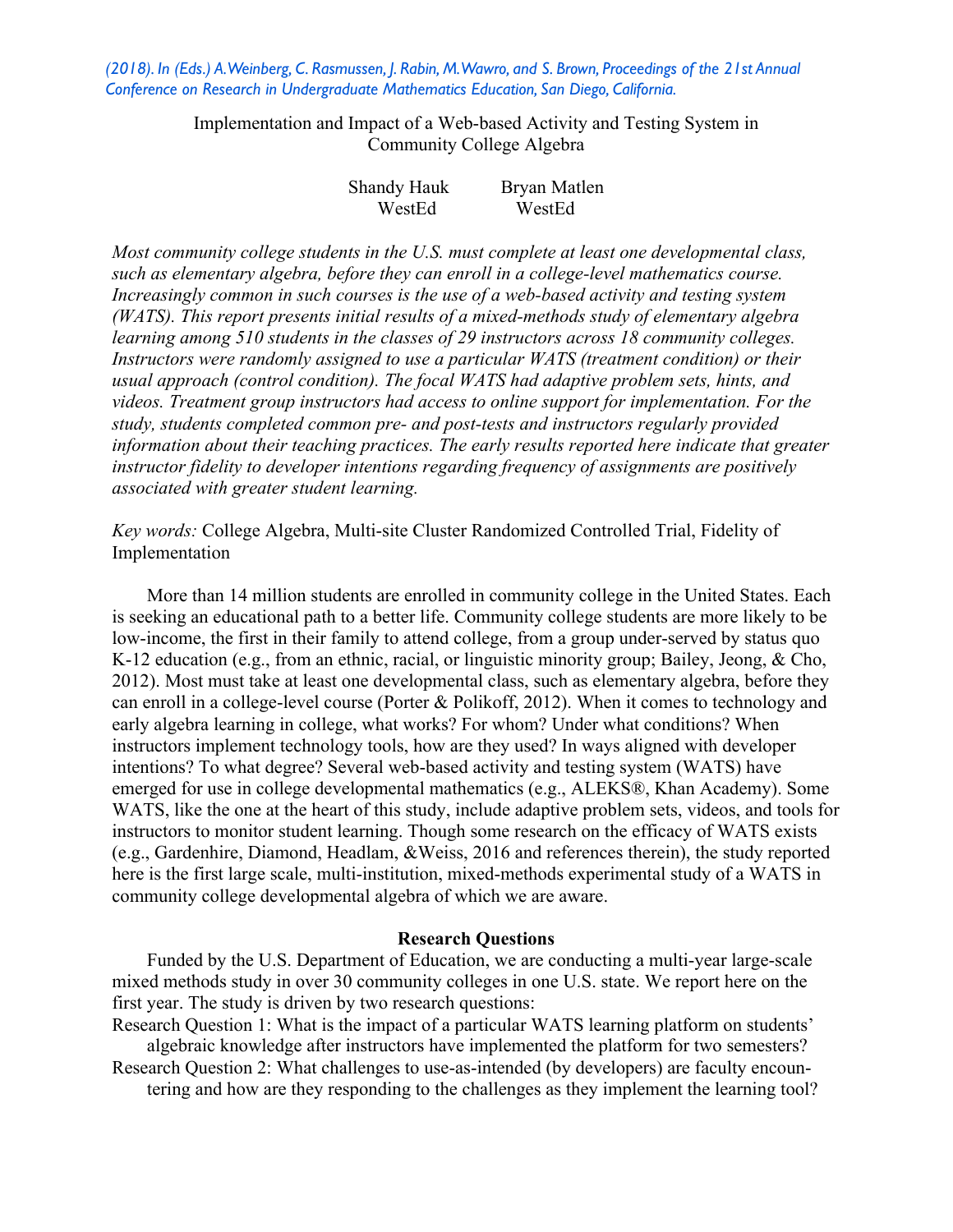*(2018). In (Eds.) A. Weinberg, C. Rasmussen, J. Rabin, M. Wawro, and S. Brown, Proceedings of the 21st Annual Conference on Research in Undergraduate Mathematics Education, San Diego, California.*

# Implementation and Impact of a Web-based Activity and Testing System in Community College Algebra

Shandy Hauk
WestEd

Bryan Matlen
WestEd

*Most community college students in the U.S. must complete at least one developmental class, such as elementary algebra, before they can enroll in a college-level mathematics course. Increasingly common in such courses is the use of a web-based activity and testing system (WATS). This report presents initial results of a mixed-methods study of elementary algebra learning among 510 students in the classes of 29 instructors across 18 community colleges. Instructors were randomly assigned to use a particular WATS (treatment condition) or their usual approach (control condition). The focal WATS had adaptive problem sets, hints, and videos. Treatment group instructors had access to online support for implementation. For the study, students completed common pre- and post-tests and instructors regularly provided information about their teaching practices. The early results reported here indicate that greater instructor fidelity to developer intentions regarding frequency of assignments are positively associated with greater student learning.*

*Key words:* College Algebra, Multi-site Cluster Randomized Controlled Trial, Fidelity of Implementation

More than 14 million students are enrolled in community college in the United States. Each is seeking an educational path to a better life. Community college students are more likely to be low-income, the first in their family to attend college, from a group under-served by status quo K-12 education (e.g., from an ethnic, racial, or linguistic minority group; Bailey, Jeong, & Cho, 2012). Most must take at least one developmental class, such as elementary algebra, before they can enroll in a college-level course (Porter & Polikoff, 2012). When it comes to technology and early algebra learning in college, what works? For whom? Under what conditions? When instructors implement technology tools, how are they used? In ways aligned with developer intentions? To what degree? Several web-based activity and testing system (WATS) have emerged for use in college developmental mathematics (e.g., ALEKS®, Khan Academy). Some WATS, like the one at the heart of this study, include adaptive problem sets, videos, and tools for instructors to monitor student learning. Though some research on the efficacy of WATS exists (e.g., Gardenhire, Diamond, Headlam, &Weiss, 2016 and references therein), the study reported here is the first large scale, multi-institution, mixed-methods experimental study of a WATS in community college developmental algebra of which we are aware.

## Research Questions

Funded by the U.S. Department of Education, we are conducting a multi-year large-scale mixed methods study in over 30 community colleges in one U.S. state. We report here on the first year. The study is driven by two research questions:

Research Question 1: What is the impact of a particular WATS learning platform on students' algebraic knowledge after instructors have implemented the platform for two semesters?

Research Question 2: What challenges to use-as-intended (by developers) are faculty encountering and how are they responding to the challenges as they implement the learning tool?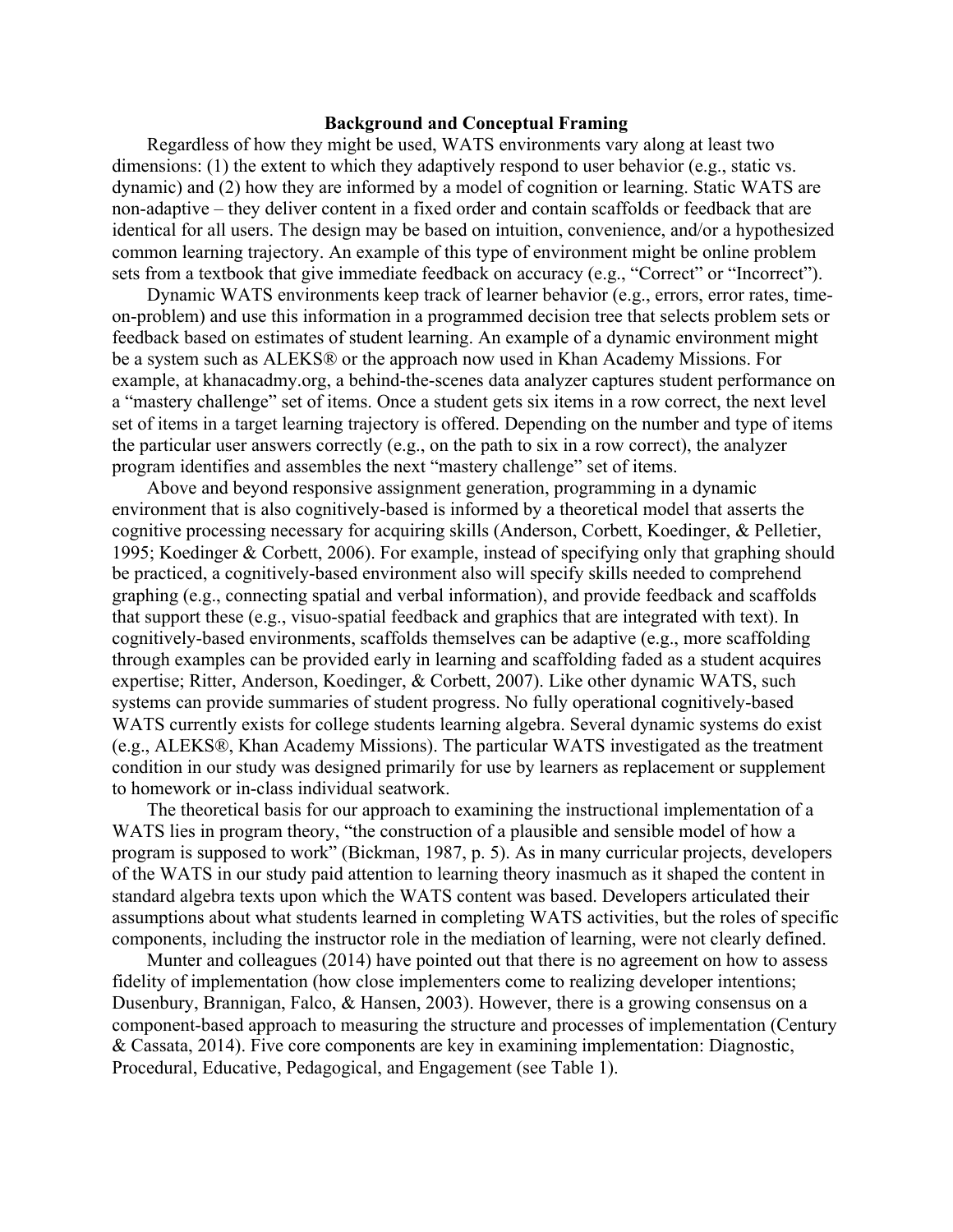## Background and Conceptual Framing

Regardless of how they might be used, WATS environments vary along at least two dimensions: (1) the extent to which they adaptively respond to user behavior (e.g., static vs. dynamic) and (2) how they are informed by a model of cognition or learning. Static WATS are non-adaptive – they deliver content in a fixed order and contain scaffolds or feedback that are identical for all users. The design may be based on intuition, convenience, and/or a hypothesized common learning trajectory. An example of this type of environment might be online problem sets from a textbook that give immediate feedback on accuracy (e.g., "Correct" or "Incorrect").

Dynamic WATS environments keep track of learner behavior (e.g., errors, error rates, time-on-problem) and use this information in a programmed decision tree that selects problem sets or feedback based on estimates of student learning. An example of a dynamic environment might be a system such as ALEKS® or the approach now used in Khan Academy Missions. For example, at khanacadmy.org, a behind-the-scenes data analyzer captures student performance on a "mastery challenge" set of items. Once a student gets six items in a row correct, the next level set of items in a target learning trajectory is offered. Depending on the number and type of items the particular user answers correctly (e.g., on the path to six in a row correct), the analyzer program identifies and assembles the next "mastery challenge" set of items.

Above and beyond responsive assignment generation, programming in a dynamic environment that is also cognitively-based is informed by a theoretical model that asserts the cognitive processing necessary for acquiring skills (Anderson, Corbett, Koedinger, & Pelletier, 1995; Koedinger & Corbett, 2006). For example, instead of specifying only that graphing should be practiced, a cognitively-based environment also will specify skills needed to comprehend graphing (e.g., connecting spatial and verbal information), and provide feedback and scaffolds that support these (e.g., visuo-spatial feedback and graphics that are integrated with text). In cognitively-based environments, scaffolds themselves can be adaptive (e.g., more scaffolding through examples can be provided early in learning and scaffolding faded as a student acquires expertise; Ritter, Anderson, Koedinger, & Corbett, 2007). Like other dynamic WATS, such systems can provide summaries of student progress. No fully operational cognitively-based WATS currently exists for college students learning algebra. Several dynamic systems do exist (e.g., ALEKS®, Khan Academy Missions). The particular WATS investigated as the treatment condition in our study was designed primarily for use by learners as replacement or supplement to homework or in-class individual seatwork.

The theoretical basis for our approach to examining the instructional implementation of a WATS lies in program theory, "the construction of a plausible and sensible model of how a program is supposed to work" (Bickman, 1987, p. 5). As in many curricular projects, developers of the WATS in our study paid attention to learning theory inasmuch as it shaped the content in standard algebra texts upon which the WATS content was based. Developers articulated their assumptions about what students learned in completing WATS activities, but the roles of specific components, including the instructor role in the mediation of learning, were not clearly defined.

Munter and colleagues (2014) have pointed out that there is no agreement on how to assess fidelity of implementation (how close implementers come to realizing developer intentions; Dusenbury, Brannigan, Falco, & Hansen, 2003). However, there is a growing consensus on a component-based approach to measuring the structure and processes of implementation (Century & Cassata, 2014). Five core components are key in examining implementation: Diagnostic, Procedural, Educative, Pedagogical, and Engagement (see Table 1).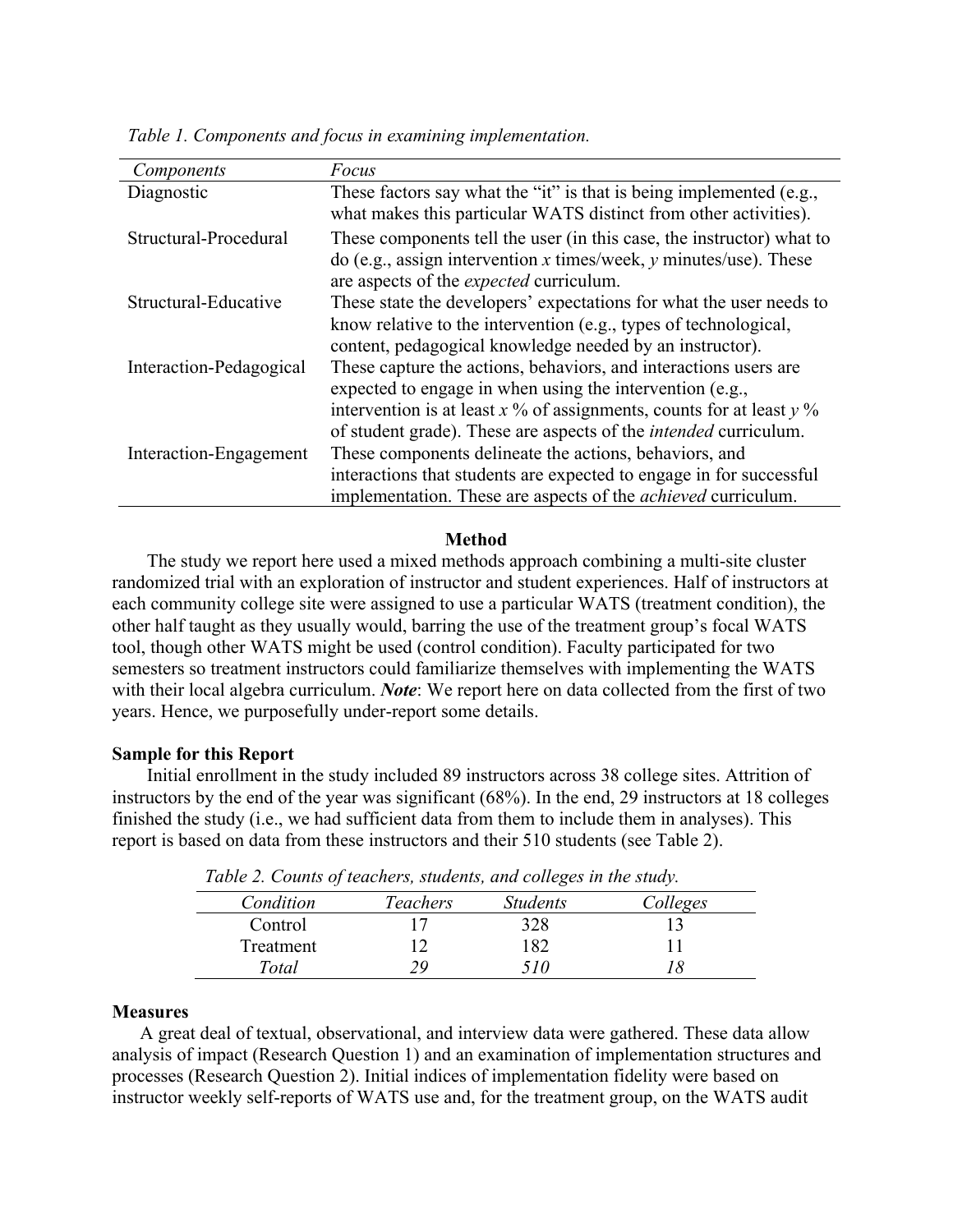*Table 1. Components and focus in examining implementation.*

| Components | Focus |
|---|---|
| Diagnostic | These factors say what the "it" is that is being implemented (e.g., what makes this particular WATS distinct from other activities). |
| Structural-Procedural | These components tell the user (in this case, the instructor) what to do (e.g., assign intervention *x* times/week, *y* minutes/use). These are aspects of the *expected* curriculum. |
| Structural-Educative | These state the developers' expectations for what the user needs to know relative to the intervention (e.g., types of technological, content, pedagogical knowledge needed by an instructor). |
| Interaction-Pedagogical | These capture the actions, behaviors, and interactions users are expected to engage in when using the intervention (e.g., intervention is at least *x* % of assignments, counts for at least *y* % of student grade). These are aspects of the *intended* curriculum. |
| Interaction-Engagement | These components delineate the actions, behaviors, and interactions that students are expected to engage in for successful implementation. These are aspects of the *achieved* curriculum. |

## Method

The study we report here used a mixed methods approach combining a multi-site cluster randomized trial with an exploration of instructor and student experiences. Half of instructors at each community college site were assigned to use a particular WATS (treatment condition), the other half taught as they usually would, barring the use of the treatment group's focal WATS tool, though other WATS might be used (control condition). Faculty participated for two semesters so treatment instructors could familiarize themselves with implementing the WATS with their local algebra curriculum. ***Note***: We report here on data collected from the first of two years. Hence, we purposefully under-report some details.

### Sample for this Report

Initial enrollment in the study included 89 instructors across 38 college sites. Attrition of instructors by the end of the year was significant (68%). In the end, 29 instructors at 18 colleges finished the study (i.e., we had sufficient data from them to include them in analyses). This report is based on data from these instructors and their 510 students (see Table 2).

*Table 2. Counts of teachers, students, and colleges in the study.*

| *Condition* | *Teachers* | *Students* | *Colleges* |
|---|---|---|---|
| Control | 17 | 328 | 13 |
| Treatment | 12 | 182 | 11 |
| *Total* | *29* | *510* | *18* |

### Measures

A great deal of textual, observational, and interview data were gathered. These data allow analysis of impact (Research Question 1) and an examination of implementation structures and processes (Research Question 2). Initial indices of implementation fidelity were based on instructor weekly self-reports of WATS use and, for the treatment group, on the WATS audit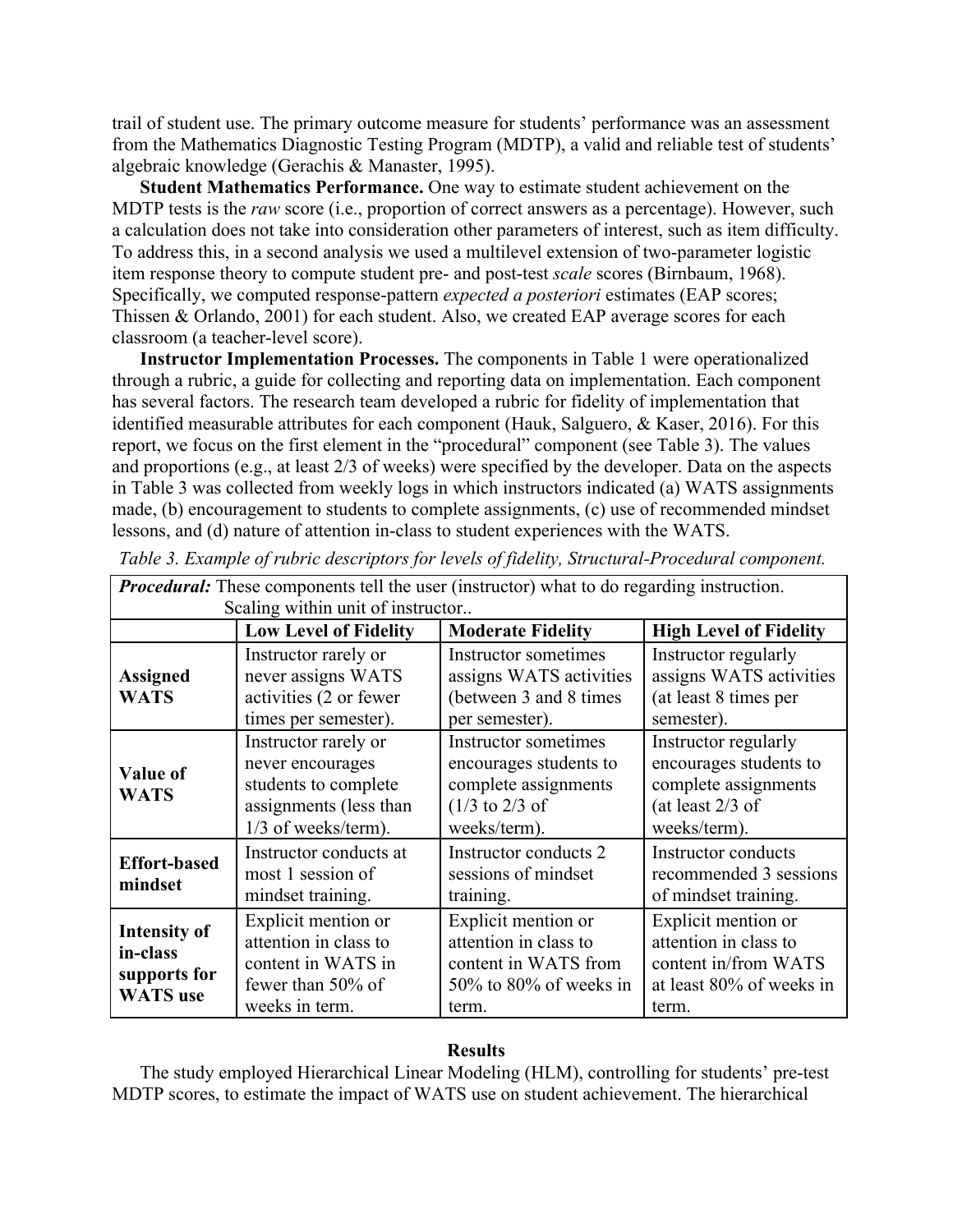trail of student use. The primary outcome measure for students' performance was an assessment from the Mathematics Diagnostic Testing Program (MDTP), a valid and reliable test of students' algebraic knowledge (Gerachis & Manaster, 1995).

**Student Mathematics Performance.** One way to estimate student achievement on the MDTP tests is the *raw* score (i.e., proportion of correct answers as a percentage). However, such a calculation does not take into consideration other parameters of interest, such as item difficulty. To address this, in a second analysis we used a multilevel extension of two-parameter logistic item response theory to compute student pre- and post-test *scale* scores (Birnbaum, 1968). Specifically, we computed response-pattern *expected a posteriori* estimates (EAP scores; Thissen & Orlando, 2001) for each student. Also, we created EAP average scores for each classroom (a teacher-level score).

**Instructor Implementation Processes.** The components in Table 1 were operationalized through a rubric, a guide for collecting and reporting data on implementation. Each component has several factors. The research team developed a rubric for fidelity of implementation that identified measurable attributes for each component (Hauk, Salguero, & Kaser, 2016). For this report, we focus on the first element in the "procedural" component (see Table 3). The values and proportions (e.g., at least 2/3 of weeks) were specified by the developer. Data on the aspects in Table 3 was collected from weekly logs in which instructors indicated (a) WATS assignments made, (b) encouragement to students to complete assignments, (c) use of recommended mindset lessons, and (d) nature of attention in-class to student experiences with the WATS.

*Table 3. Example of rubric descriptors for levels of fidelity, Structural-Procedural component.*

| ***Procedural:*** These components tell the user (instructor) what to do regarding instruction. Scaling within unit of instructor.. | | | |
|---|---|---|---|
| | **Low Level of Fidelity** | **Moderate Fidelity** | **High Level of Fidelity** |
| **Assigned WATS** | Instructor rarely or never assigns WATS activities (2 or fewer times per semester). | Instructor sometimes assigns WATS activities (between 3 and 8 times per semester). | Instructor regularly assigns WATS activities (at least 8 times per semester). |
| **Value of WATS** | Instructor rarely or never encourages students to complete assignments (less than 1/3 of weeks/term). | Instructor sometimes encourages students to complete assignments (1/3 to 2/3 of weeks/term). | Instructor regularly encourages students to complete assignments (at least 2/3 of weeks/term). |
| **Effort-based mindset** | Instructor conducts at most 1 session of mindset training. | Instructor conducts 2 sessions of mindset training. | Instructor conducts recommended 3 sessions of mindset training. |
| **Intensity of in-class supports for WATS use** | Explicit mention or attention in class to content in WATS in fewer than 50% of weeks in term. | Explicit mention or attention in class to content in WATS from 50% to 80% of weeks in term. | Explicit mention or attention in class to content in/from WATS at least 80% of weeks in term. |

## Results

The study employed Hierarchical Linear Modeling (HLM), controlling for students' pre-test MDTP scores, to estimate the impact of WATS use on student achievement. The hierarchical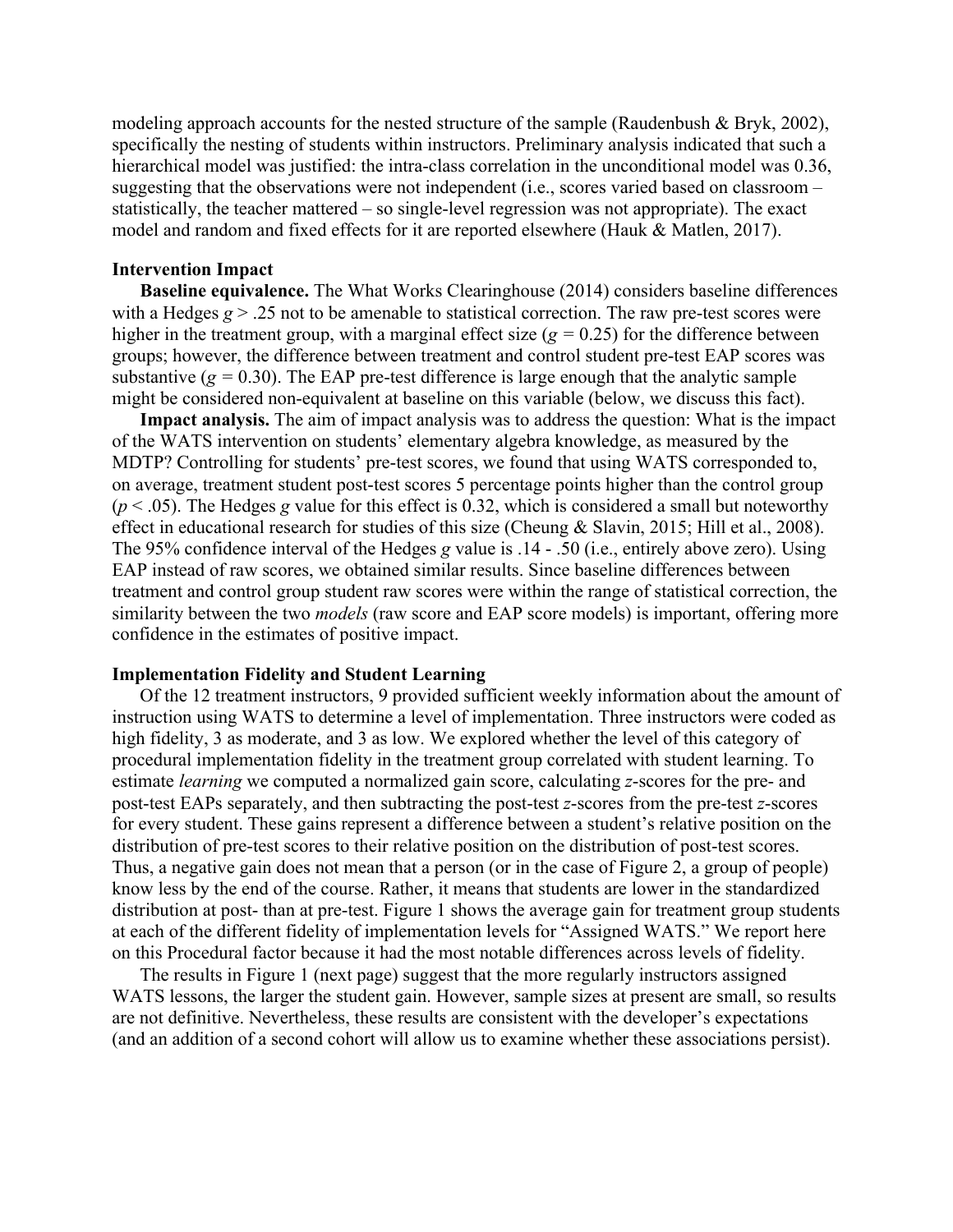modeling approach accounts for the nested structure of the sample (Raudenbush & Bryk, 2002), specifically the nesting of students within instructors. Preliminary analysis indicated that such a hierarchical model was justified: the intra-class correlation in the unconditional model was 0.36, suggesting that the observations were not independent (i.e., scores varied based on classroom – statistically, the teacher mattered – so single-level regression was not appropriate). The exact model and random and fixed effects for it are reported elsewhere (Hauk & Matlen, 2017).

### Intervention Impact

**Baseline equivalence.** The What Works Clearinghouse (2014) considers baseline differences with a Hedges $g > .25$ not to be amenable to statistical correction. The raw pre-test scores were higher in the treatment group, with a marginal effect size ($g = 0.25$) for the difference between groups; however, the difference between treatment and control student pre-test EAP scores was substantive ($g = 0.30$). The EAP pre-test difference is large enough that the analytic sample might be considered non-equivalent at baseline on this variable (below, we discuss this fact).

**Impact analysis.** The aim of impact analysis was to address the question: What is the impact of the WATS intervention on students' elementary algebra knowledge, as measured by the MDTP? Controlling for students' pre-test scores, we found that using WATS corresponded to, on average, treatment student post-test scores 5 percentage points higher than the control group ($p < .05$). The Hedges $g$ value for this effect is 0.32, which is considered a small but noteworthy effect in educational research for studies of this size (Cheung & Slavin, 2015; Hill et al., 2008). The 95% confidence interval of the Hedges $g$ value is .14 - .50 (i.e., entirely above zero). Using EAP instead of raw scores, we obtained similar results. Since baseline differences between treatment and control group student raw scores were within the range of statistical correction, the similarity between the two *models* (raw score and EAP score models) is important, offering more confidence in the estimates of positive impact.

### Implementation Fidelity and Student Learning

Of the 12 treatment instructors, 9 provided sufficient weekly information about the amount of instruction using WATS to determine a level of implementation. Three instructors were coded as high fidelity, 3 as moderate, and 3 as low. We explored whether the level of this category of procedural implementation fidelity in the treatment group correlated with student learning. To estimate *learning* we computed a normalized gain score, calculating $z$-scores for the pre- and post-test EAPs separately, and then subtracting the post-test $z$-scores from the pre-test $z$-scores for every student. These gains represent a difference between a student's relative position on the distribution of pre-test scores to their relative position on the distribution of post-test scores. Thus, a negative gain does not mean that a person (or in the case of Figure 2, a group of people) know less by the end of the course. Rather, it means that students are lower in the standardized distribution at post- than at pre-test. Figure 1 shows the average gain for treatment group students at each of the different fidelity of implementation levels for "Assigned WATS." We report here on this Procedural factor because it had the most notable differences across levels of fidelity.

The results in Figure 1 (next page) suggest that the more regularly instructors assigned WATS lessons, the larger the student gain. However, sample sizes at present are small, so results are not definitive. Nevertheless, these results are consistent with the developer's expectations (and an addition of a second cohort will allow us to examine whether these associations persist).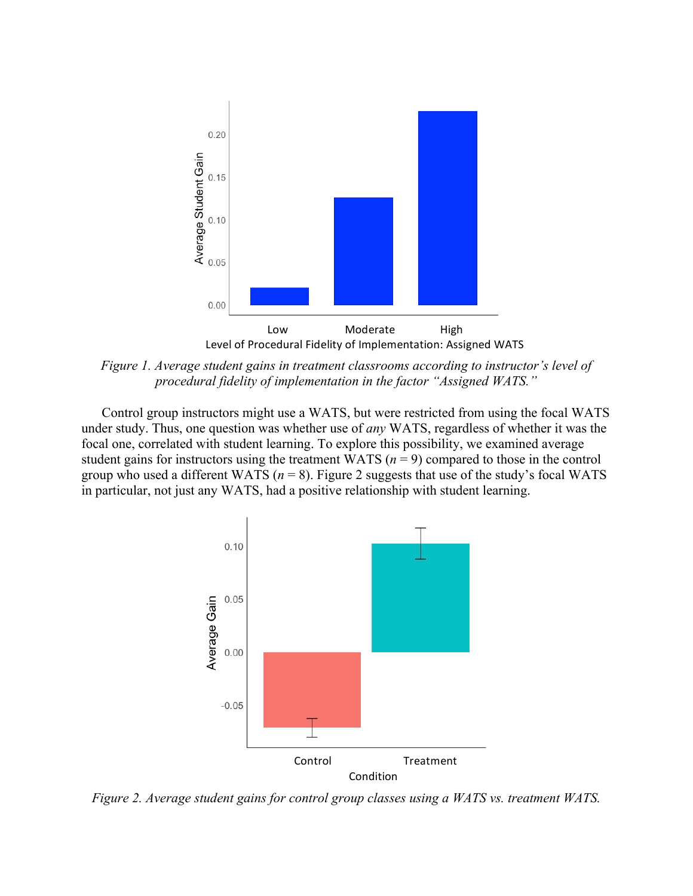*Figure 1. Average student gains in treatment classrooms according to instructor's level of procedural fidelity of implementation in the factor "Assigned WATS."*

Control group instructors might use a WATS, but were restricted from using the focal WATS under study. Thus, one question was whether use of *any* WATS, regardless of whether it was the focal one, correlated with student learning. To explore this possibility, we examined average student gains for instructors using the treatment WATS ($n = 9$) compared to those in the control group who used a different WATS ($n = 8$). Figure 2 suggests that use of the study's focal WATS in particular, not just any WATS, had a positive relationship with student learning.

*Figure 2. Average student gains for control group classes using a WATS vs. treatment WATS.*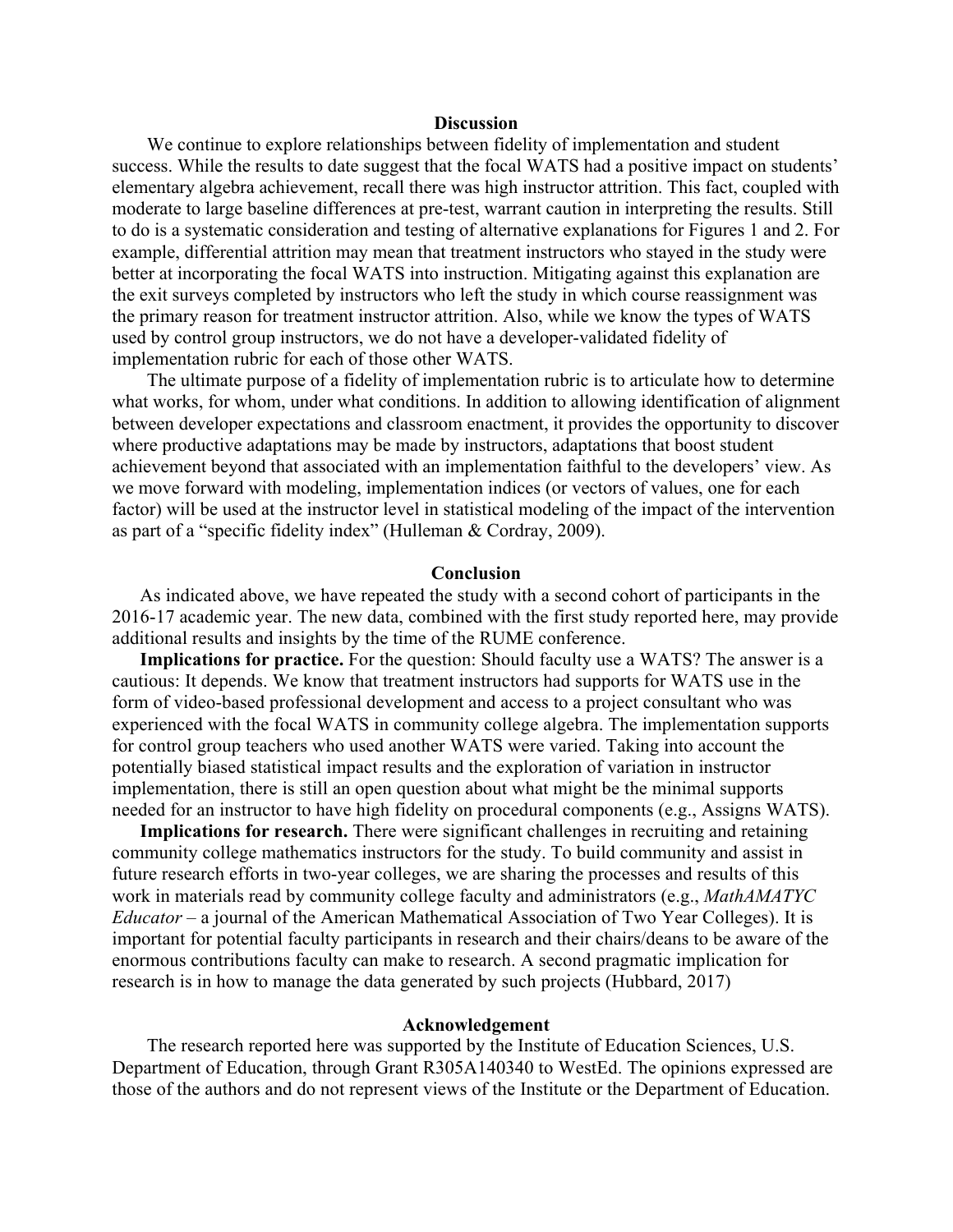## Discussion

We continue to explore relationships between fidelity of implementation and student success. While the results to date suggest that the focal WATS had a positive impact on students' elementary algebra achievement, recall there was high instructor attrition. This fact, coupled with moderate to large baseline differences at pre-test, warrant caution in interpreting the results. Still to do is a systematic consideration and testing of alternative explanations for Figures 1 and 2. For example, differential attrition may mean that treatment instructors who stayed in the study were better at incorporating the focal WATS into instruction. Mitigating against this explanation are the exit surveys completed by instructors who left the study in which course reassignment was the primary reason for treatment instructor attrition. Also, while we know the types of WATS used by control group instructors, we do not have a developer-validated fidelity of implementation rubric for each of those other WATS.

The ultimate purpose of a fidelity of implementation rubric is to articulate how to determine what works, for whom, under what conditions. In addition to allowing identification of alignment between developer expectations and classroom enactment, it provides the opportunity to discover where productive adaptations may be made by instructors, adaptations that boost student achievement beyond that associated with an implementation faithful to the developers' view. As we move forward with modeling, implementation indices (or vectors of values, one for each factor) will be used at the instructor level in statistical modeling of the impact of the intervention as part of a "specific fidelity index" (Hulleman & Cordray, 2009).

## Conclusion

As indicated above, we have repeated the study with a second cohort of participants in the 2016-17 academic year. The new data, combined with the first study reported here, may provide additional results and insights by the time of the RUME conference.

**Implications for practice.** For the question: Should faculty use a WATS? The answer is a cautious: It depends. We know that treatment instructors had supports for WATS use in the form of video-based professional development and access to a project consultant who was experienced with the focal WATS in community college algebra. The implementation supports for control group teachers who used another WATS were varied. Taking into account the potentially biased statistical impact results and the exploration of variation in instructor implementation, there is still an open question about what might be the minimal supports needed for an instructor to have high fidelity on procedural components (e.g., Assigns WATS).

**Implications for research.** There were significant challenges in recruiting and retaining community college mathematics instructors for the study. To build community and assist in future research efforts in two-year colleges, we are sharing the processes and results of this work in materials read by community college faculty and administrators (e.g., *MathAMATYC Educator* – a journal of the American Mathematical Association of Two Year Colleges). It is important for potential faculty participants in research and their chairs/deans to be aware of the enormous contributions faculty can make to research. A second pragmatic implication for research is in how to manage the data generated by such projects (Hubbard, 2017)

## Acknowledgement

The research reported here was supported by the Institute of Education Sciences, U.S. Department of Education, through Grant R305A140340 to WestEd. The opinions expressed are those of the authors and do not represent views of the Institute or the Department of Education.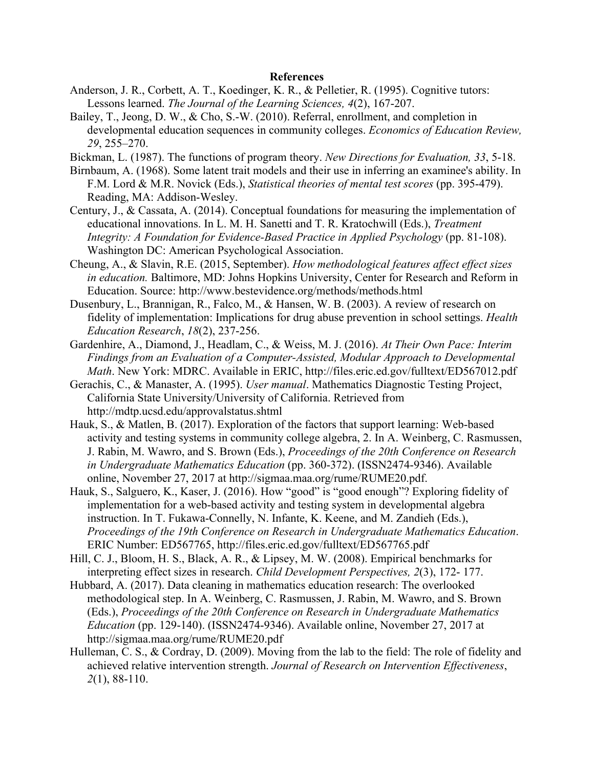## References

Anderson, J. R., Corbett, A. T., Koedinger, K. R., & Pelletier, R. (1995). Cognitive tutors: Lessons learned. *The Journal of the Learning Sciences, 4*(2), 167-207.

Bailey, T., Jeong, D. W., & Cho, S.-W. (2010). Referral, enrollment, and completion in developmental education sequences in community colleges. *Economics of Education Review, 29*, 255–270.

Bickman, L. (1987). The functions of program theory. *New Directions for Evaluation, 33*, 5-18.

Birnbaum, A. (1968). Some latent trait models and their use in inferring an examinee's ability. In F.M. Lord & M.R. Novick (Eds.), *Statistical theories of mental test scores* (pp. 395-479). Reading, MA: Addison-Wesley.

Century, J., & Cassata, A. (2014). Conceptual foundations for measuring the implementation of educational innovations. In L. M. H. Sanetti and T. R. Kratochwill (Eds.), *Treatment Integrity: A Foundation for Evidence-Based Practice in Applied Psychology* (pp. 81-108). Washington DC: American Psychological Association.

Cheung, A., & Slavin, R.E. (2015, September). *How methodological features affect effect sizes in education.* Baltimore, MD: Johns Hopkins University, Center for Research and Reform in Education. Source: http://www.bestevidence.org/methods/methods.html

Dusenbury, L., Brannigan, R., Falco, M., & Hansen, W. B. (2003). A review of research on fidelity of implementation: Implications for drug abuse prevention in school settings. *Health Education Research*, *18*(2), 237-256.

Gardenhire, A., Diamond, J., Headlam, C., & Weiss, M. J. (2016). *At Their Own Pace: Interim Findings from an Evaluation of a Computer-Assisted, Modular Approach to Developmental Math*. New York: MDRC. Available in ERIC, http://files.eric.ed.gov/fulltext/ED567012.pdf

Gerachis, C., & Manaster, A. (1995). *User manual*. Mathematics Diagnostic Testing Project, California State University/University of California. Retrieved from http://mdtp.ucsd.edu/approvalstatus.shtml

Hauk, S., & Matlen, B. (2017). Exploration of the factors that support learning: Web-based activity and testing systems in community college algebra, 2. In A. Weinberg, C. Rasmussen, J. Rabin, M. Wawro, and S. Brown (Eds.), *Proceedings of the 20th Conference on Research in Undergraduate Mathematics Education* (pp. 360-372). (ISSN2474-9346). Available online, November 27, 2017 at http://sigmaa.maa.org/rume/RUME20.pdf.

Hauk, S., Salguero, K., Kaser, J. (2016). How "good" is "good enough"? Exploring fidelity of implementation for a web-based activity and testing system in developmental algebra instruction. In T. Fukawa-Connelly, N. Infante, K. Keene, and M. Zandieh (Eds.), *Proceedings of the 19th Conference on Research in Undergraduate Mathematics Education*. ERIC Number: ED567765, http://files.eric.ed.gov/fulltext/ED567765.pdf

Hill, C. J., Bloom, H. S., Black, A. R., & Lipsey, M. W. (2008). Empirical benchmarks for interpreting effect sizes in research. *Child Development Perspectives, 2*(3), 172- 177.

Hubbard, A. (2017). Data cleaning in mathematics education research: The overlooked methodological step. In A. Weinberg, C. Rasmussen, J. Rabin, M. Wawro, and S. Brown (Eds.), *Proceedings of the 20th Conference on Research in Undergraduate Mathematics Education* (pp. 129-140). (ISSN2474-9346). Available online, November 27, 2017 at http://sigmaa.maa.org/rume/RUME20.pdf

Hulleman, C. S., & Cordray, D. (2009). Moving from the lab to the field: The role of fidelity and achieved relative intervention strength. *Journal of Research on Intervention Effectiveness*, *2*(1), 88-110.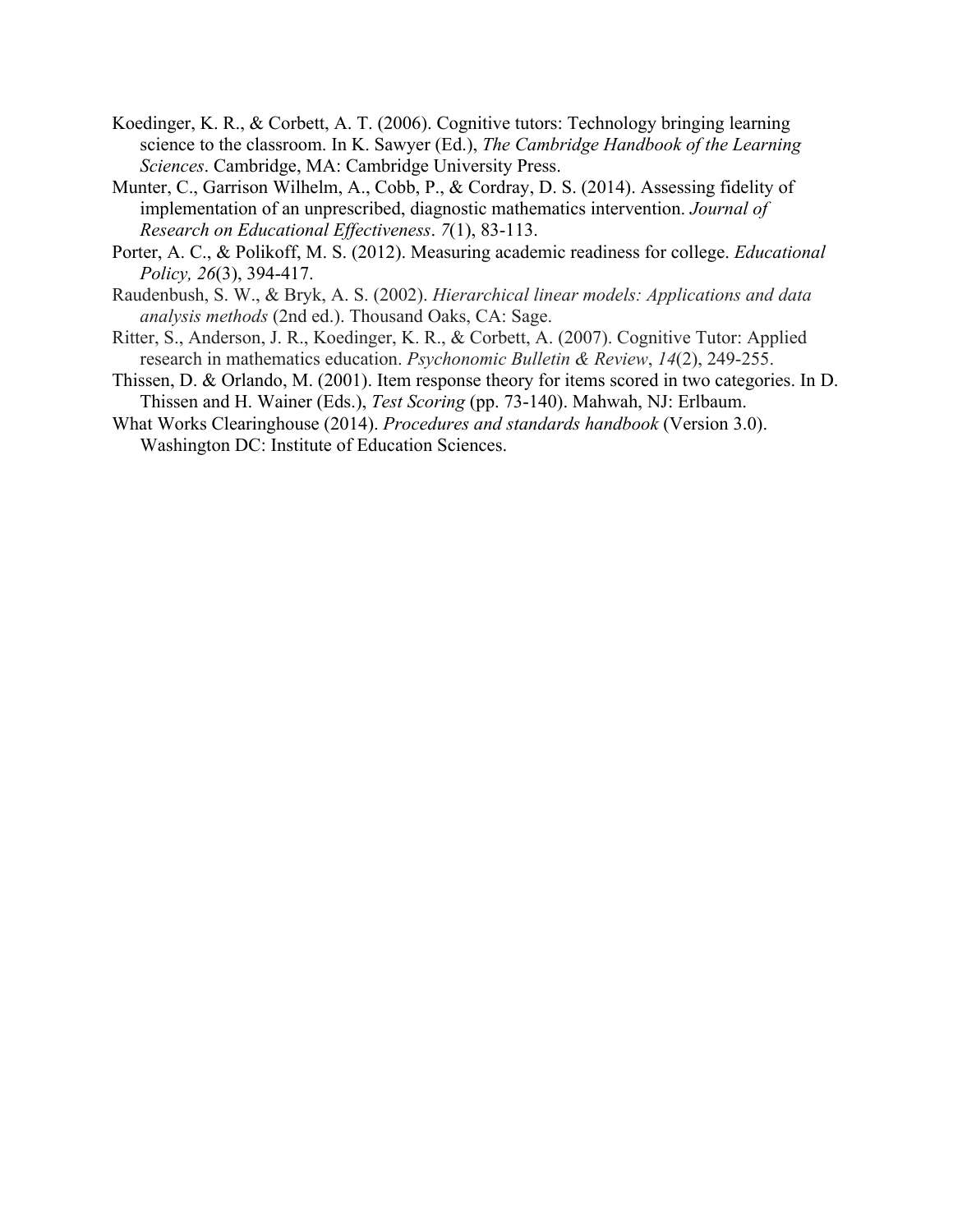Koedinger, K. R., & Corbett, A. T. (2006). Cognitive tutors: Technology bringing learning science to the classroom. In K. Sawyer (Ed.), *The Cambridge Handbook of the Learning Sciences*. Cambridge, MA: Cambridge University Press.

Munter, C., Garrison Wilhelm, A., Cobb, P., & Cordray, D. S. (2014). Assessing fidelity of implementation of an unprescribed, diagnostic mathematics intervention. *Journal of Research on Educational Effectiveness*. *7*(1), 83-113.

Porter, A. C., & Polikoff, M. S. (2012). Measuring academic readiness for college. *Educational Policy, 26*(3), 394-417.

Raudenbush, S. W., & Bryk, A. S. (2002). *Hierarchical linear models: Applications and data analysis methods* (2nd ed.). Thousand Oaks, CA: Sage.

Ritter, S., Anderson, J. R., Koedinger, K. R., & Corbett, A. (2007). Cognitive Tutor: Applied research in mathematics education. *Psychonomic Bulletin & Review*, *14*(2), 249-255.

Thissen, D. & Orlando, M. (2001). Item response theory for items scored in two categories. In D. Thissen and H. Wainer (Eds.), *Test Scoring* (pp. 73-140). Mahwah, NJ: Erlbaum.

What Works Clearinghouse (2014). *Procedures and standards handbook* (Version 3.0). Washington DC: Institute of Education Sciences.